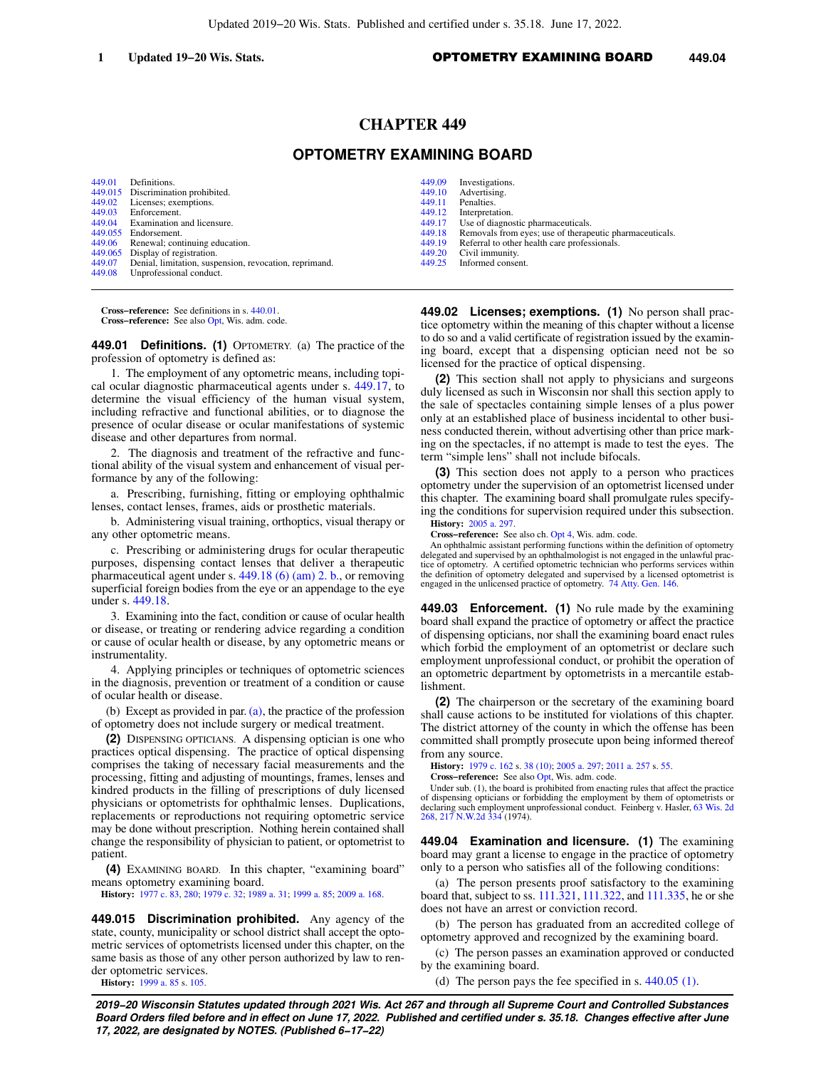# CHAPTER 449

## OPTOMETRY EXAMINING BOARD

| | | | |
|---|---|---|---|
| 449.01 | Definitions. | 449.09 | Investigations. |
| 449.015 | Discrimination prohibited. | 449.10 | Advertising. |
| 449.02 | Licenses; exemptions. | 449.11 | Penalties. |
| 449.03 | Enforcement. | 449.12 | Interpretation. |
| 449.04 | Examination and licensure. | 449.17 | Use of diagnostic pharmaceuticals. |
| 449.055 | Endorsement. | 449.18 | Removals from eyes; use of therapeutic pharmaceuticals. |
| 449.06 | Renewal; continuing education. | 449.19 | Referral to other health care professionals. |
| 449.065 | Display of registration. | 449.20 | Civil immunity. |
| 449.07 | Denial, limitation, suspension, revocation, reprimand. | 449.25 | Informed consent. |
| 449.08 | Unprofessional conduct. | | |

**Cross−reference:** See definitions in s. 440.01.
**Cross−reference:** See also Opt, Wis. adm. code.

**449.01 Definitions. (1)** OPTOMETRY. (a) The practice of the profession of optometry is defined as:

1. The employment of any optometric means, including topical ocular diagnostic pharmaceutical agents under s. 449.17, to determine the visual efficiency of the human visual system, including refractive and functional abilities, or to diagnose the presence of ocular disease or ocular manifestations of systemic disease and other departures from normal.

2. The diagnosis and treatment of the refractive and functional ability of the visual system and enhancement of visual performance by any of the following:

a. Prescribing, furnishing, fitting or employing ophthalmic lenses, contact lenses, frames, aids or prosthetic materials.

b. Administering visual training, orthoptics, visual therapy or any other optometric means.

c. Prescribing or administering drugs for ocular therapeutic purposes, dispensing contact lenses that deliver a therapeutic pharmaceutical agent under s. 449.18 (6) (am) 2. b., or removing superficial foreign bodies from the eye or an appendage to the eye under s. 449.18.

3. Examining into the fact, condition or cause of ocular health or disease, or treating or rendering advice regarding a condition or cause of ocular health or disease, by any optometric means or instrumentality.

4. Applying principles or techniques of optometric sciences in the diagnosis, prevention or treatment of a condition or cause of ocular health or disease.

(b) Except as provided in par. (a), the practice of the profession of optometry does not include surgery or medical treatment.

**(2)** DISPENSING OPTICIANS. A dispensing optician is one who practices optical dispensing. The practice of optical dispensing comprises the taking of necessary facial measurements and the processing, fitting and adjusting of mountings, frames, lenses and kindred products in the filling of prescriptions of duly licensed physicians or optometrists for ophthalmic lenses. Duplications, replacements or reproductions not requiring optometric service may be done without prescription. Nothing herein contained shall change the responsibility of physician to patient, or optometrist to patient.

**(4)** EXAMINING BOARD. In this chapter, "examining board" means optometry examining board.

**History:** 1977 c. 83, 280; 1979 c. 32; 1989 a. 31; 1999 a. 85; 2009 a. 168.

**449.015 Discrimination prohibited.** Any agency of the state, county, municipality or school district shall accept the optometric services of optometrists licensed under this chapter, on the same basis as those of any other person authorized by law to render optometric services.

**History:** 1999 a. 85 s. 105.

**449.02 Licenses; exemptions. (1)** No person shall practice optometry within the meaning of this chapter without a license to do so and a valid certificate of registration issued by the examining board, except that a dispensing optician need not be so licensed for the practice of optical dispensing.

**(2)** This section shall not apply to physicians and surgeons duly licensed as such in Wisconsin nor shall this section apply to the sale of spectacles containing simple lenses of a plus power only at an established place of business incidental to other business conducted therein, without advertising other than price marking on the spectacles, if no attempt is made to test the eyes. The term "simple lens" shall not include bifocals.

**(3)** This section does not apply to a person who practices optometry under the supervision of an optometrist licensed under this chapter. The examining board shall promulgate rules specifying the conditions for supervision required under this subsection.

**History:** 2005 a. 297.

**Cross−reference:** See also ch. Opt 4, Wis. adm. code.

An ophthalmic assistant performing functions within the definition of optometry delegated and supervised by an ophthalmologist is not engaged in the unlawful practice of optometry. A certified optometric technician who performs services within the definition of optometry delegated and supervised by a licensed optometrist is engaged in the unlicensed practice of optometry. 74 Atty. Gen. 146.

**449.03 Enforcement. (1)** No rule made by the examining board shall expand the practice of optometry or affect the practice of dispensing opticians, nor shall the examining board enact rules which forbid the employment of an optometrist or declare such employment unprofessional conduct, or prohibit the operation of an optometric department by optometrists in a mercantile establishment.

**(2)** The chairperson or the secretary of the examining board shall cause actions to be instituted for violations of this chapter. The district attorney of the county in which the offense has been committed shall promptly prosecute upon being informed thereof from any source.

**History:** 1979 c. 162 s. 38 (10); 2005 a. 297; 2011 a. 257 s. 55.

**Cross−reference:** See also Opt, Wis. adm. code.

Under sub. (1), the board is prohibited from enacting rules that affect the practice of dispensing opticians or forbidding the employment by them of optometrists or declaring such employment unprofessional conduct. Feinberg v. Hasler, 63 Wis. 2d 268, 217 N.W.2d 334 (1974).

**449.04 Examination and licensure. (1)** The examining board may grant a license to engage in the practice of optometry only to a person who satisfies all of the following conditions:

(a) The person presents proof satisfactory to the examining board that, subject to ss. 111.321, 111.322, and 111.335, he or she does not have an arrest or conviction record.

(b) The person has graduated from an accredited college of optometry approved and recognized by the examining board.

(c) The person passes an examination approved or conducted by the examining board.

(d) The person pays the fee specified in s. 440.05 (1).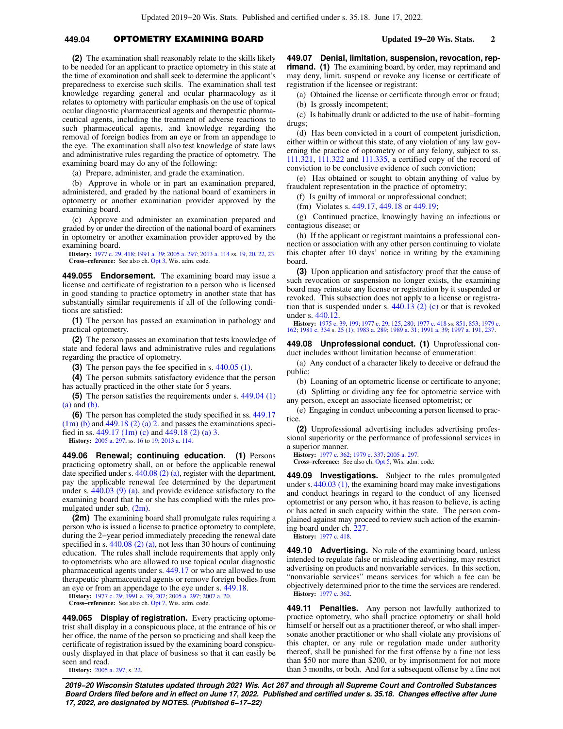**(2)** The examination shall reasonably relate to the skills likely to be needed for an applicant to practice optometry in this state at the time of examination and shall seek to determine the applicant's preparedness to exercise such skills. The examination shall test knowledge regarding general and ocular pharmacology as it relates to optometry with particular emphasis on the use of topical ocular diagnostic pharmaceutical agents and therapeutic pharmaceutical agents, including the treatment of adverse reactions to such pharmaceutical agents, and knowledge regarding the removal of foreign bodies from an eye or from an appendage to the eye. The examination shall also test knowledge of state laws and administrative rules regarding the practice of optometry. The examining board may do any of the following:

(a) Prepare, administer, and grade the examination.

(b) Approve in whole or in part an examination prepared, administered, and graded by the national board of examiners in optometry or another examination provider approved by the examining board.

(c) Approve and administer an examination prepared and graded by or under the direction of the national board of examiners in optometry or another examination provider approved by the examining board.

**History:** 1977 c. 29, 418; 1991 a. 39; 2005 a. 297; 2013 a. 114 ss. 19, 20, 22, 23.

**Cross−reference:** See also ch. Opt 3, Wis. adm. code.

**449.055 Endorsement.** The examining board may issue a license and certificate of registration to a person who is licensed in good standing to practice optometry in another state that has substantially similar requirements if all of the following conditions are satisfied:

**(1)** The person has passed an examination in pathology and practical optometry.

**(2)** The person passes an examination that tests knowledge of state and federal laws and administrative rules and regulations regarding the practice of optometry.

**(3)** The person pays the fee specified in s. 440.05 (1).

**(4)** The person submits satisfactory evidence that the person has actually practiced in the other state for 5 years.

**(5)** The person satisfies the requirements under s. 449.04 (1) (a) and (b).

**(6)** The person has completed the study specified in ss. 449.17 (1m) (b) and 449.18 (2) (a) 2. and passes the examinations specified in ss. 449.17 (1m) (c) and 449.18 (2) (a) 3.

**History:** 2005 a. 297, ss. 16 to 19; 2013 a. 114.

**449.06 Renewal; continuing education.** **(1)** Persons practicing optometry shall, on or before the applicable renewal date specified under s. 440.08 (2) (a), register with the department, pay the applicable renewal fee determined by the department under s. 440.03 (9) (a), and provide evidence satisfactory to the examining board that he or she has complied with the rules promulgated under sub. (2m).

**(2m)** The examining board shall promulgate rules requiring a person who is issued a license to practice optometry to complete, during the 2−year period immediately preceding the renewal date specified in s. 440.08 (2) (a), not less than 30 hours of continuing education. The rules shall include requirements that apply only to optometrists who are allowed to use topical ocular diagnostic pharmaceutical agents under s. 449.17 or who are allowed to use therapeutic pharmaceutical agents or remove foreign bodies from an eye or from an appendage to the eye under s. 449.18.

**History:** 1977 c. 29; 1991 a. 39, 207; 2005 a. 297; 2007 a. 20.

**Cross−reference:** See also ch. Opt 7, Wis. adm. code.

**449.065 Display of registration.** Every practicing optometrist shall display in a conspicuous place, at the entrance of his or her office, the name of the person so practicing and shall keep the certificate of registration issued by the examining board conspicuously displayed in that place of business so that it can easily be seen and read.

**History:** 2005 a. 297, s. 22.

**449.07 Denial, limitation, suspension, revocation, reprimand.** **(1)** The examining board, by order, may reprimand and may deny, limit, suspend or revoke any license or certificate of registration if the licensee or registrant:

(a) Obtained the license or certificate through error or fraud;

(b) Is grossly incompetent;

(c) Is habitually drunk or addicted to the use of habit−forming drugs;

(d) Has been convicted in a court of competent jurisdiction, either within or without this state, of any violation of any law governing the practice of optometry or of any felony, subject to ss. 111.321, 111.322 and 111.335, a certified copy of the record of conviction to be conclusive evidence of such conviction;

(e) Has obtained or sought to obtain anything of value by fraudulent representation in the practice of optometry;

(f) Is guilty of immoral or unprofessional conduct;

(fm) Violates s. 449.17, 449.18 or 449.19;

(g) Continued practice, knowingly having an infectious or contagious disease; or

(h) If the applicant or registrant maintains a professional connection or association with any other person continuing to violate this chapter after 10 days' notice in writing by the examining board.

**(3)** Upon application and satisfactory proof that the cause of such revocation or suspension no longer exists, the examining board may reinstate any license or registration by it suspended or revoked. This subsection does not apply to a license or registration that is suspended under s. 440.13 (2) (c) or that is revoked under s. 440.12.

**History:** 1975 c. 39, 199; 1977 c. 29, 125, 280; 1977 c. 418 ss. 851, 853; 1979 c. 162; 1981 c. 334 s. 25 (1); 1983 a. 289; 1989 a. 31; 1991 a. 39; 1997 a. 191, 237.

**449.08 Unprofessional conduct.** **(1)** Unprofessional conduct includes without limitation because of enumeration:

(a) Any conduct of a character likely to deceive or defraud the public;

(b) Loaning of an optometric license or certificate to anyone;

(d) Splitting or dividing any fee for optometric service with any person, except an associate licensed optometrist; or

(e) Engaging in conduct unbecoming a person licensed to practice.

**(2)** Unprofessional advertising includes advertising professional superiority or the performance of professional services in a superior manner.

**History:** 1977 c. 362; 1979 c. 337; 2005 a. 297.

**Cross−reference:** See also ch. Opt 5, Wis. adm. code.

**449.09 Investigations.** Subject to the rules promulgated under s. 440.03 (1), the examining board may make investigations and conduct hearings in regard to the conduct of any licensed optometrist or any person who, it has reason to believe, is acting or has acted in such capacity within the state. The person complained against may proceed to review such action of the examining board under ch. 227.

**History:** 1977 c. 418.

**449.10 Advertising.** No rule of the examining board, unless intended to regulate false or misleading advertising, may restrict advertising on products and nonvariable services. In this section, "nonvariable services" means services for which a fee can be objectively determined prior to the time the services are rendered.

**History:** 1977 c. 362.

**449.11 Penalties.** Any person not lawfully authorized to practice optometry, who shall practice optometry or shall hold himself or herself out as a practitioner thereof, or who shall impersonate another practitioner or who shall violate any provisions of this chapter, or any rule or regulation made under authority thereof, shall be punished for the first offense by a fine not less than $50 nor more than $200, or by imprisonment for not more than 3 months, or both. And for a subsequent offense by a fine not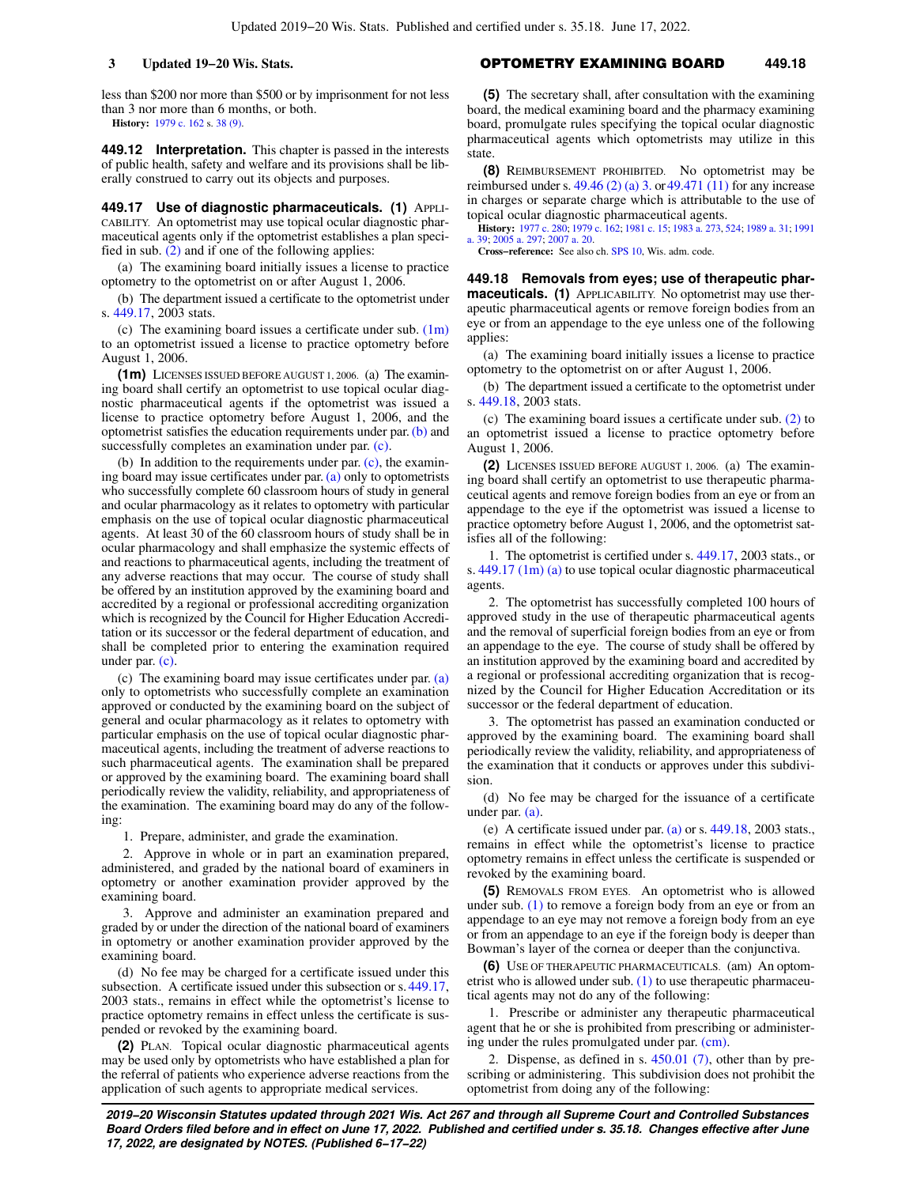less than $200 nor more than $500 or by imprisonment for not less than 3 nor more than 6 months, or both.

**History:** 1979 c. 162 s. 38 (9).

**449.12 Interpretation.** This chapter is passed in the interests of public health, safety and welfare and its provisions shall be liberally construed to carry out its objects and purposes.

**449.17 Use of diagnostic pharmaceuticals. (1)** APPLICABILITY. An optometrist may use topical ocular diagnostic pharmaceutical agents only if the optometrist establishes a plan specified in sub. (2) and if one of the following applies:

(a) The examining board initially issues a license to practice optometry to the optometrist on or after August 1, 2006.

(b) The department issued a certificate to the optometrist under s. 449.17, 2003 stats.

(c) The examining board issues a certificate under sub. (1m) to an optometrist issued a license to practice optometry before August 1, 2006.

**(1m)** LICENSES ISSUED BEFORE AUGUST 1, 2006. (a) The examining board shall certify an optometrist to use topical ocular diagnostic pharmaceutical agents if the optometrist was issued a license to practice optometry before August 1, 2006, and the optometrist satisfies the education requirements under par. (b) and successfully completes an examination under par. (c).

(b) In addition to the requirements under par. (c), the examining board may issue certificates under par. (a) only to optometrists who successfully complete 60 classroom hours of study in general and ocular pharmacology as it relates to optometry with particular emphasis on the use of topical ocular diagnostic pharmaceutical agents. At least 30 of the 60 classroom hours of study shall be in ocular pharmacology and shall emphasize the systemic effects of and reactions to pharmaceutical agents, including the treatment of any adverse reactions that may occur. The course of study shall be offered by an institution approved by the examining board and accredited by a regional or professional accrediting organization which is recognized by the Council for Higher Education Accreditation or its successor or the federal department of education, and shall be completed prior to entering the examination required under par. (c).

(c) The examining board may issue certificates under par. (a) only to optometrists who successfully complete an examination approved or conducted by the examining board on the subject of general and ocular pharmacology as it relates to optometry with particular emphasis on the use of topical ocular diagnostic pharmaceutical agents, including the treatment of adverse reactions to such pharmaceutical agents. The examination shall be prepared or approved by the examining board. The examining board shall periodically review the validity, reliability, and appropriateness of the examination. The examining board may do any of the following:

1. Prepare, administer, and grade the examination.

2. Approve in whole or in part an examination prepared, administered, and graded by the national board of examiners in optometry or another examination provider approved by the examining board.

3. Approve and administer an examination prepared and graded by or under the direction of the national board of examiners in optometry or another examination provider approved by the examining board.

(d) No fee may be charged for a certificate issued under this subsection. A certificate issued under this subsection or s. 449.17, 2003 stats., remains in effect while the optometrist's license to practice optometry remains in effect unless the certificate is suspended or revoked by the examining board.

**(2)** PLAN. Topical ocular diagnostic pharmaceutical agents may be used only by optometrists who have established a plan for the referral of patients who experience adverse reactions from the application of such agents to appropriate medical services.

**(5)** The secretary shall, after consultation with the examining board, the medical examining board and the pharmacy examining board, promulgate rules specifying the topical ocular diagnostic pharmaceutical agents which optometrists may utilize in this state.

**(8)** REIMBURSEMENT PROHIBITED. No optometrist may be reimbursed under s. 49.46 (2) (a) 3. or 49.471 (11) for any increase in charges or separate charge which is attributable to the use of topical ocular diagnostic pharmaceutical agents.

**History:** 1977 c. 280; 1979 c. 162; 1981 c. 15; 1983 a. 273, 524; 1989 a. 31; 1991 a. 39; 2005 a. 297; 2007 a. 20.

**Cross-reference:** See also ch. SPS 10, Wis. adm. code.

**449.18 Removals from eyes; use of therapeutic pharmaceuticals. (1)** APPLICABILITY. No optometrist may use therapeutic pharmaceutical agents or remove foreign bodies from an eye or from an appendage to the eye unless one of the following applies:

(a) The examining board initially issues a license to practice optometry to the optometrist on or after August 1, 2006.

(b) The department issued a certificate to the optometrist under s. 449.18, 2003 stats.

(c) The examining board issues a certificate under sub. (2) to an optometrist issued a license to practice optometry before August 1, 2006.

**(2)** LICENSES ISSUED BEFORE AUGUST 1, 2006. (a) The examining board shall certify an optometrist to use therapeutic pharmaceutical agents and remove foreign bodies from an eye or from an appendage to the eye if the optometrist was issued a license to practice optometry before August 1, 2006, and the optometrist satisfies all of the following:

1. The optometrist is certified under s. 449.17, 2003 stats., or s. 449.17 (1m) (a) to use topical ocular diagnostic pharmaceutical agents.

2. The optometrist has successfully completed 100 hours of approved study in the use of therapeutic pharmaceutical agents and the removal of superficial foreign bodies from an eye or from an appendage to the eye. The course of study shall be offered by an institution approved by the examining board and accredited by a regional or professional accrediting organization that is recognized by the Council for Higher Education Accreditation or its successor or the federal department of education.

3. The optometrist has passed an examination conducted or approved by the examining board. The examining board shall periodically review the validity, reliability, and appropriateness of the examination that it conducts or approves under this subdivision.

(d) No fee may be charged for the issuance of a certificate under par. (a).

(e) A certificate issued under par. (a) or s. 449.18, 2003 stats., remains in effect while the optometrist's license to practice optometry remains in effect unless the certificate is suspended or revoked by the examining board.

**(5)** REMOVALS FROM EYES. An optometrist who is allowed under sub. (1) to remove a foreign body from an eye or from an appendage to an eye may not remove a foreign body from an eye or from an appendage to an eye if the foreign body is deeper than Bowman's layer of the cornea or deeper than the conjunctiva.

**(6)** USE OF THERAPEUTIC PHARMACEUTICALS. (am) An optometrist who is allowed under sub. (1) to use therapeutic pharmaceutical agents may not do any of the following:

1. Prescribe or administer any therapeutic pharmaceutical agent that he or she is prohibited from prescribing or administering under the rules promulgated under par. (cm).

2. Dispense, as defined in s. 450.01 (7), other than by prescribing or administering. This subdivision does not prohibit the optometrist from doing any of the following: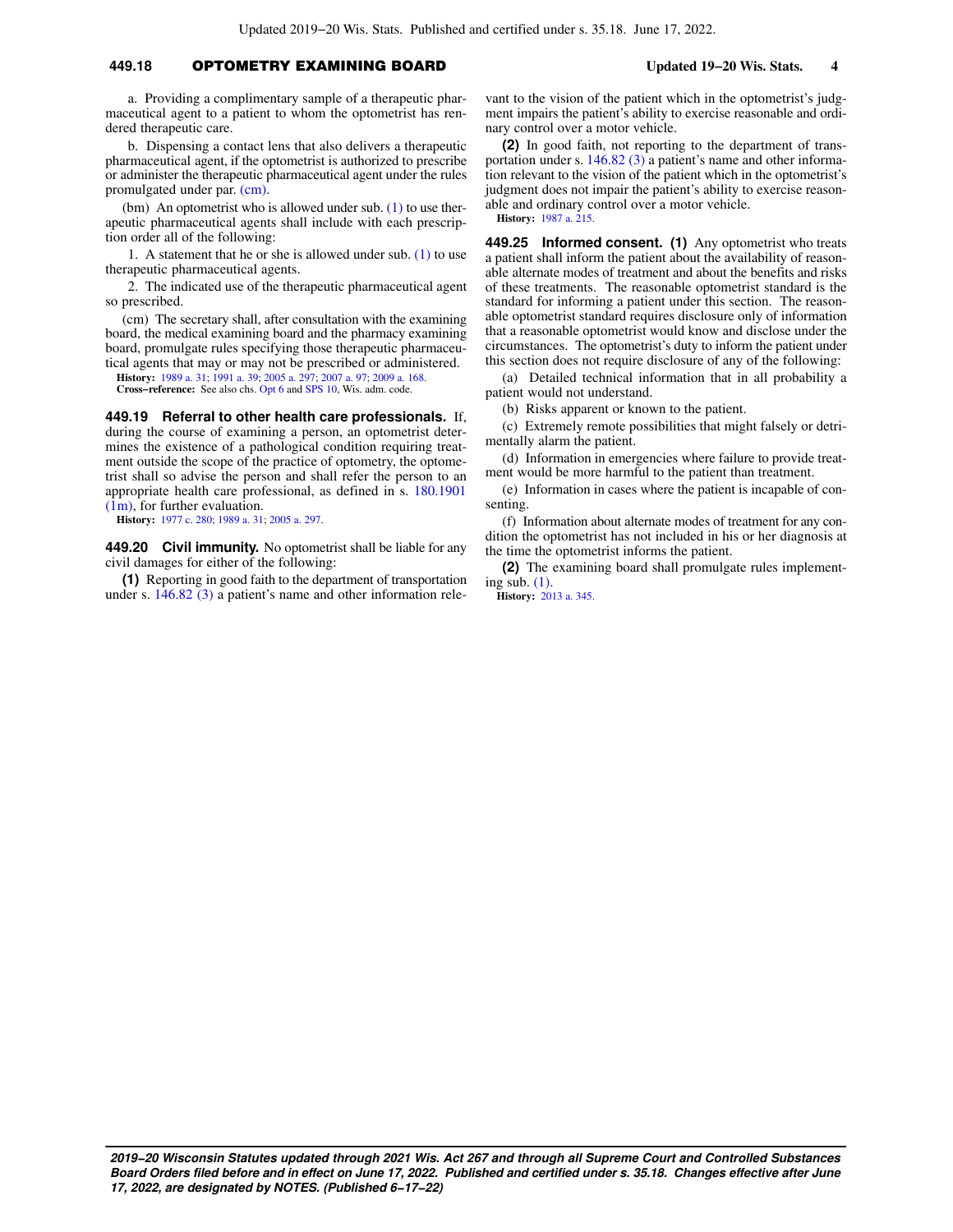a. Providing a complimentary sample of a therapeutic pharmaceutical agent to a patient to whom the optometrist has rendered therapeutic care.

b. Dispensing a contact lens that also delivers a therapeutic pharmaceutical agent, if the optometrist is authorized to prescribe or administer the therapeutic pharmaceutical agent under the rules promulgated under par. (cm).

(bm) An optometrist who is allowed under sub. (1) to use therapeutic pharmaceutical agents shall include with each prescription order all of the following:

1. A statement that he or she is allowed under sub. (1) to use therapeutic pharmaceutical agents.

2. The indicated use of the therapeutic pharmaceutical agent so prescribed.

(cm) The secretary shall, after consultation with the examining board, the medical examining board and the pharmacy examining board, promulgate rules specifying those therapeutic pharmaceutical agents that may or may not be prescribed or administered.

**History:** 1989 a. 31; 1991 a. 39; 2005 a. 297; 2007 a. 97; 2009 a. 168.

**Cross−reference:** See also chs. Opt 6 and SPS 10, Wis. adm. code.

**449.19 Referral to other health care professionals.** If, during the course of examining a person, an optometrist determines the existence of a pathological condition requiring treatment outside the scope of the practice of optometry, the optometrist shall so advise the person and shall refer the person to an appropriate health care professional, as defined in s. 180.1901 (1m), for further evaluation.

**History:** 1977 c. 280; 1989 a. 31; 2005 a. 297.

**449.20 Civil immunity.** No optometrist shall be liable for any civil damages for either of the following:

**(1)** Reporting in good faith to the department of transportation under s. 146.82 (3) a patient's name and other information relevant to the vision of the patient which in the optometrist's judgment impairs the patient's ability to exercise reasonable and ordinary control over a motor vehicle.

**(2)** In good faith, not reporting to the department of transportation under s. 146.82 (3) a patient's name and other information relevant to the vision of the patient which in the optometrist's judgment does not impair the patient's ability to exercise reasonable and ordinary control over a motor vehicle.

**History:** 1987 a. 215.

**449.25 Informed consent. (1)** Any optometrist who treats a patient shall inform the patient about the availability of reasonable alternate modes of treatment and about the benefits and risks of these treatments. The reasonable optometrist standard is the standard for informing a patient under this section. The reasonable optometrist standard requires disclosure only of information that a reasonable optometrist would know and disclose under the circumstances. The optometrist's duty to inform the patient under this section does not require disclosure of any of the following:

(a) Detailed technical information that in all probability a patient would not understand.

(b) Risks apparent or known to the patient.

(c) Extremely remote possibilities that might falsely or detrimentally alarm the patient.

(d) Information in emergencies where failure to provide treatment would be more harmful to the patient than treatment.

(e) Information in cases where the patient is incapable of consenting.

(f) Information about alternate modes of treatment for any condition the optometrist has not included in his or her diagnosis at the time the optometrist informs the patient.

**(2)** The examining board shall promulgate rules implementing sub. (1).

**History:** 2013 a. 345.